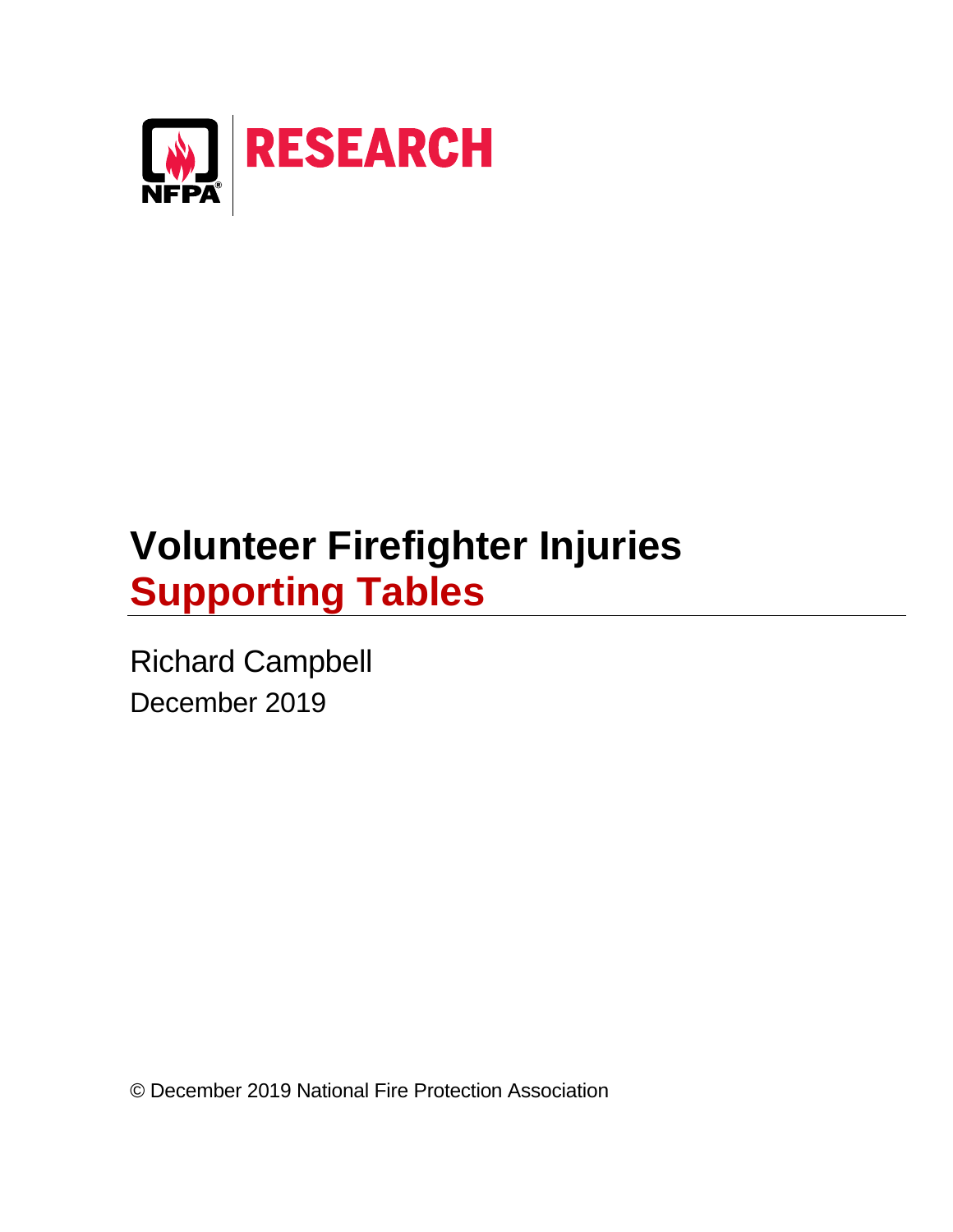NFPA RESEARCH

# Volunteer Firefighter Injuries
## Supporting Tables

Richard Campbell

December 2019

© December 2019 National Fire Protection Association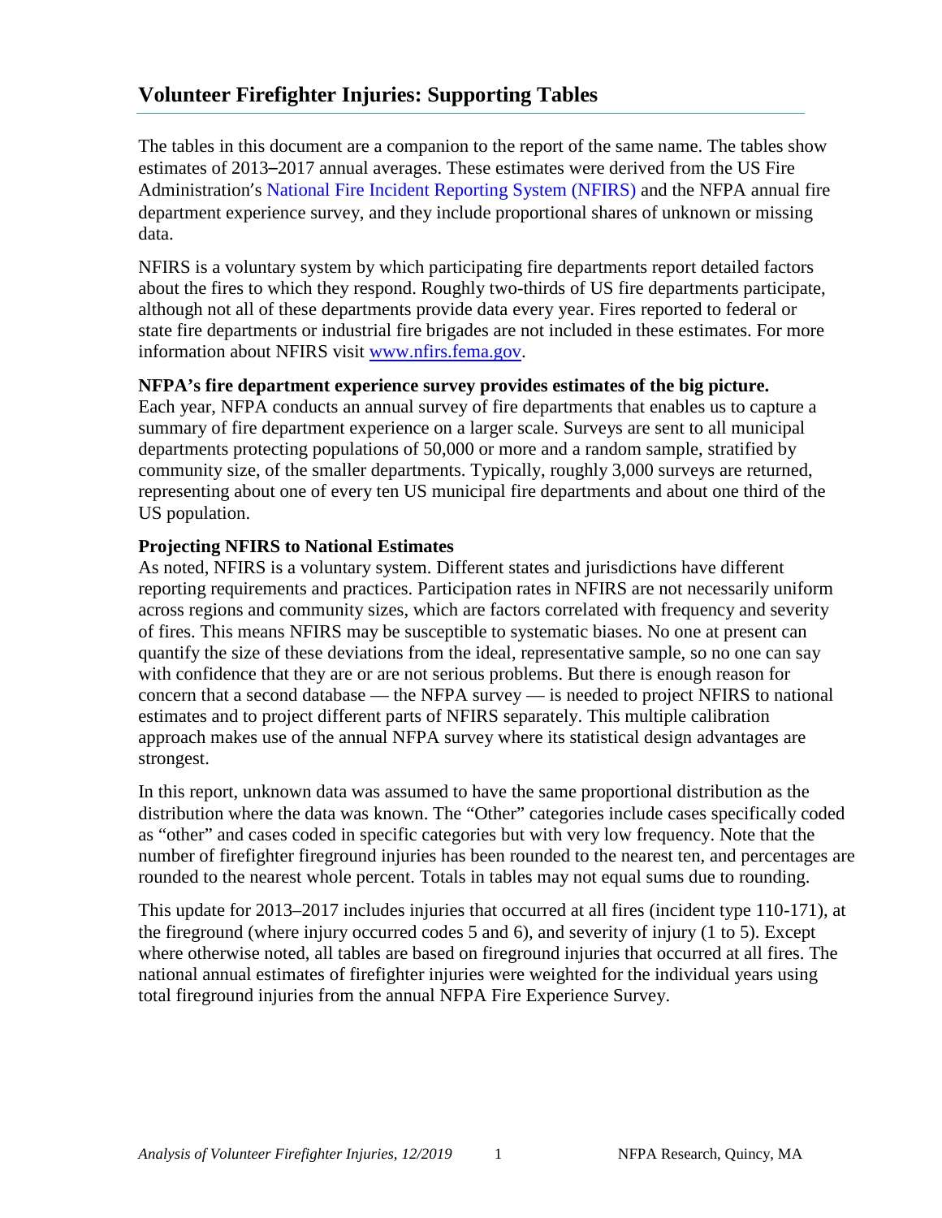## Volunteer Firefighter Injuries: Supporting Tables

The tables in this document are a companion to the report of the same name. The tables show estimates of 2013–2017 annual averages. These estimates were derived from the US Fire Administration's National Fire Incident Reporting System (NFIRS) and the NFPA annual fire department experience survey, and they include proportional shares of unknown or missing data.

NFIRS is a voluntary system by which participating fire departments report detailed factors about the fires to which they respond. Roughly two-thirds of US fire departments participate, although not all of these departments provide data every year. Fires reported to federal or state fire departments or industrial fire brigades are not included in these estimates. For more information about NFIRS visit www.nfirs.fema.gov.

**NFPA's fire department experience survey provides estimates of the big picture.**
Each year, NFPA conducts an annual survey of fire departments that enables us to capture a summary of fire department experience on a larger scale. Surveys are sent to all municipal departments protecting populations of 50,000 or more and a random sample, stratified by community size, of the smaller departments. Typically, roughly 3,000 surveys are returned, representing about one of every ten US municipal fire departments and about one third of the US population.

**Projecting NFIRS to National Estimates**
As noted, NFIRS is a voluntary system. Different states and jurisdictions have different reporting requirements and practices. Participation rates in NFIRS are not necessarily uniform across regions and community sizes, which are factors correlated with frequency and severity of fires. This means NFIRS may be susceptible to systematic biases. No one at present can quantify the size of these deviations from the ideal, representative sample, so no one can say with confidence that they are or are not serious problems. But there is enough reason for concern that a second database — the NFPA survey — is needed to project NFIRS to national estimates and to project different parts of NFIRS separately. This multiple calibration approach makes use of the annual NFPA survey where its statistical design advantages are strongest.

In this report, unknown data was assumed to have the same proportional distribution as the distribution where the data was known. The "Other" categories include cases specifically coded as "other" and cases coded in specific categories but with very low frequency. Note that the number of firefighter fireground injuries has been rounded to the nearest ten, and percentages are rounded to the nearest whole percent. Totals in tables may not equal sums due to rounding.

This update for 2013–2017 includes injuries that occurred at all fires (incident type 110-171), at the fireground (where injury occurred codes 5 and 6), and severity of injury (1 to 5). Except where otherwise noted, all tables are based on fireground injuries that occurred at all fires. The national annual estimates of firefighter injuries were weighted for the individual years using total fireground injuries from the annual NFPA Fire Experience Survey.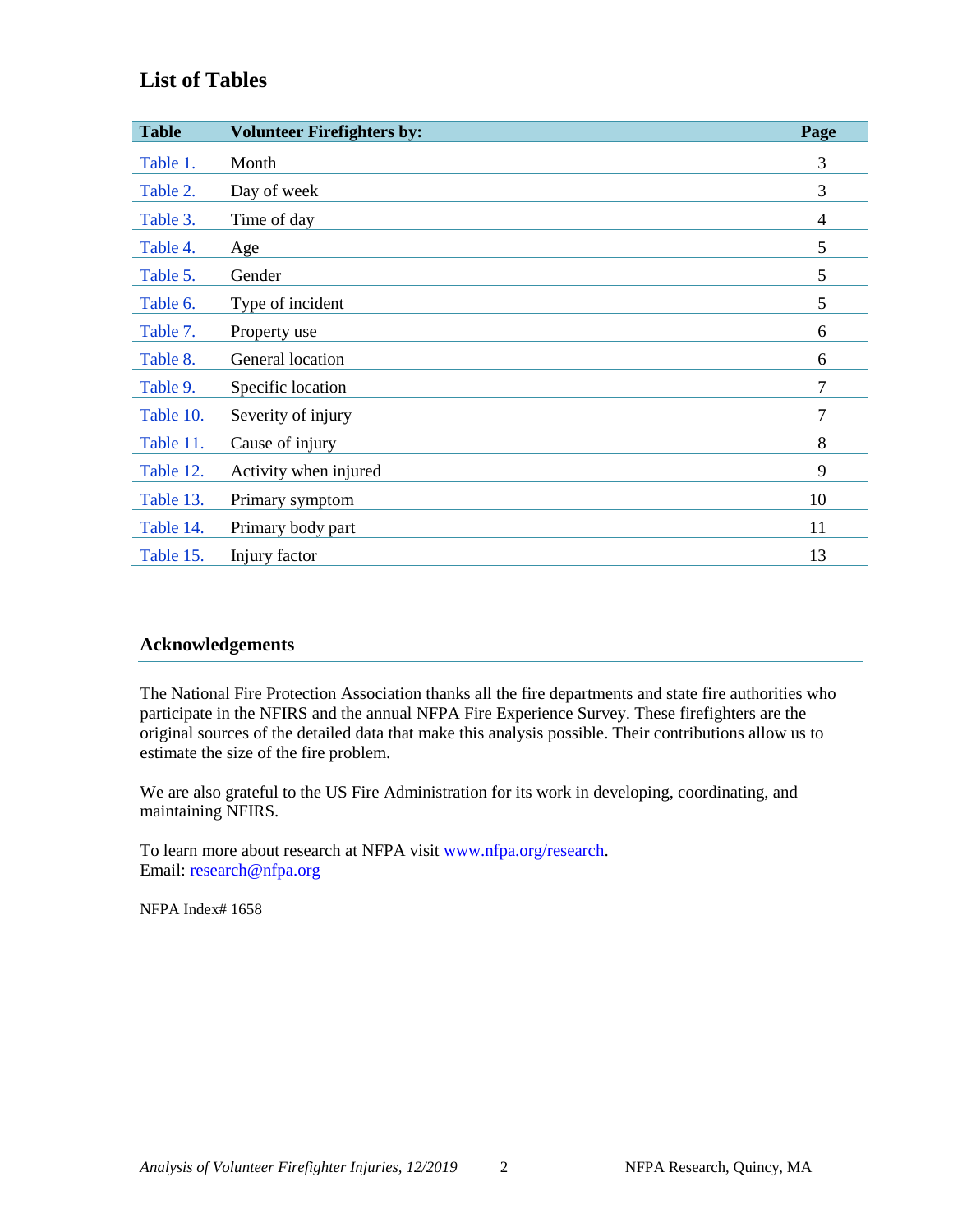## List of Tables

| Table | Volunteer Firefighters by: | Page |
|---|---|---|
| Table 1. | Month | 3 |
| Table 2. | Day of week | 3 |
| Table 3. | Time of day | 4 |
| Table 4. | Age | 5 |
| Table 5. | Gender | 5 |
| Table 6. | Type of incident | 5 |
| Table 7. | Property use | 6 |
| Table 8. | General location | 6 |
| Table 9. | Specific location | 7 |
| Table 10. | Severity of injury | 7 |
| Table 11. | Cause of injury | 8 |
| Table 12. | Activity when injured | 9 |
| Table 13. | Primary symptom | 10 |
| Table 14. | Primary body part | 11 |
| Table 15. | Injury factor | 13 |

## Acknowledgements

The National Fire Protection Association thanks all the fire departments and state fire authorities who participate in the NFIRS and the annual NFPA Fire Experience Survey. These firefighters are the original sources of the detailed data that make this analysis possible. Their contributions allow us to estimate the size of the fire problem.

We are also grateful to the US Fire Administration for its work in developing, coordinating, and maintaining NFIRS.

To learn more about research at NFPA visit www.nfpa.org/research.
Email: research@nfpa.org

NFPA Index# 1658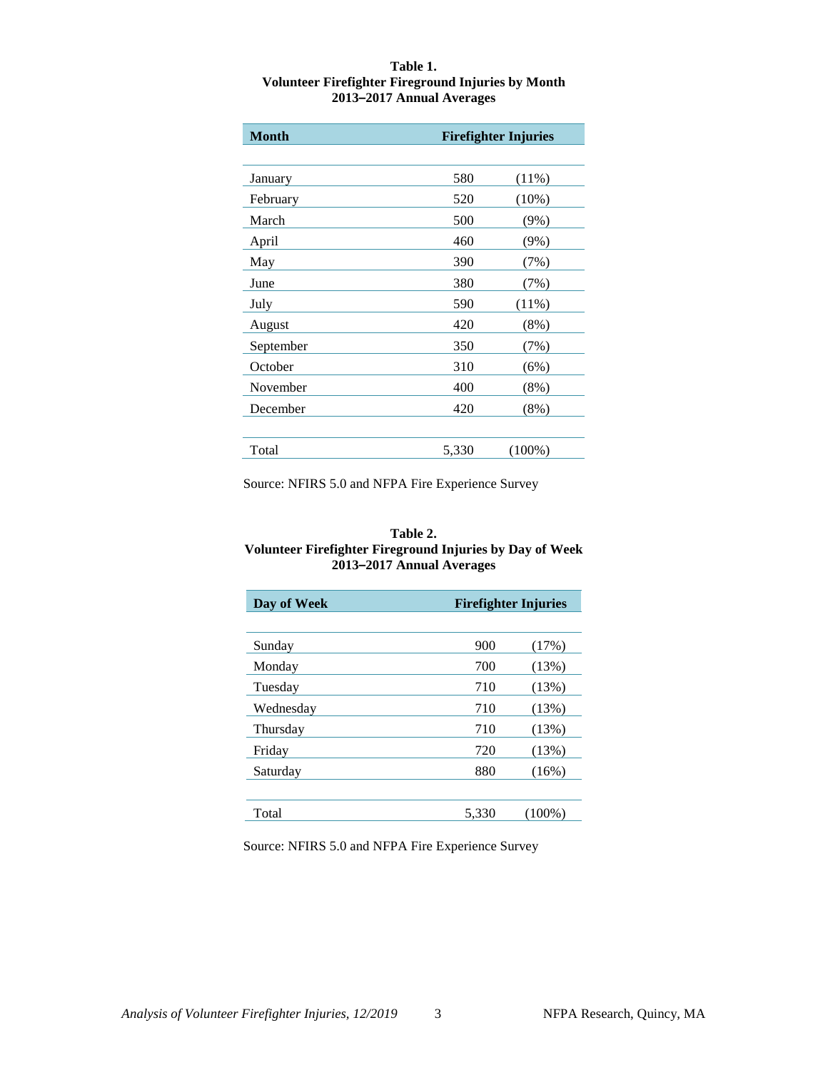**Table 1.**
**Volunteer Firefighter Fireground Injuries by Month**
**2013–2017 Annual Averages**

| Month | Firefighter Injuries | |
|---|---|---|
| January | 580 | (11%) |
| February | 520 | (10%) |
| March | 500 | (9%) |
| April | 460 | (9%) |
| May | 390 | (7%) |
| June | 380 | (7%) |
| July | 590 | (11%) |
| August | 420 | (8%) |
| September | 350 | (7%) |
| October | 310 | (6%) |
| November | 400 | (8%) |
| December | 420 | (8%) |
| Total | 5,330 | (100%) |

Source: NFIRS 5.0 and NFPA Fire Experience Survey

**Table 2.**
**Volunteer Firefighter Fireground Injuries by Day of Week**
**2013–2017 Annual Averages**

| Day of Week | Firefighter Injuries | |
|---|---|---|
| Sunday | 900 | (17%) |
| Monday | 700 | (13%) |
| Tuesday | 710 | (13%) |
| Wednesday | 710 | (13%) |
| Thursday | 710 | (13%) |
| Friday | 720 | (13%) |
| Saturday | 880 | (16%) |
| Total | 5,330 | (100%) |

Source: NFIRS 5.0 and NFPA Fire Experience Survey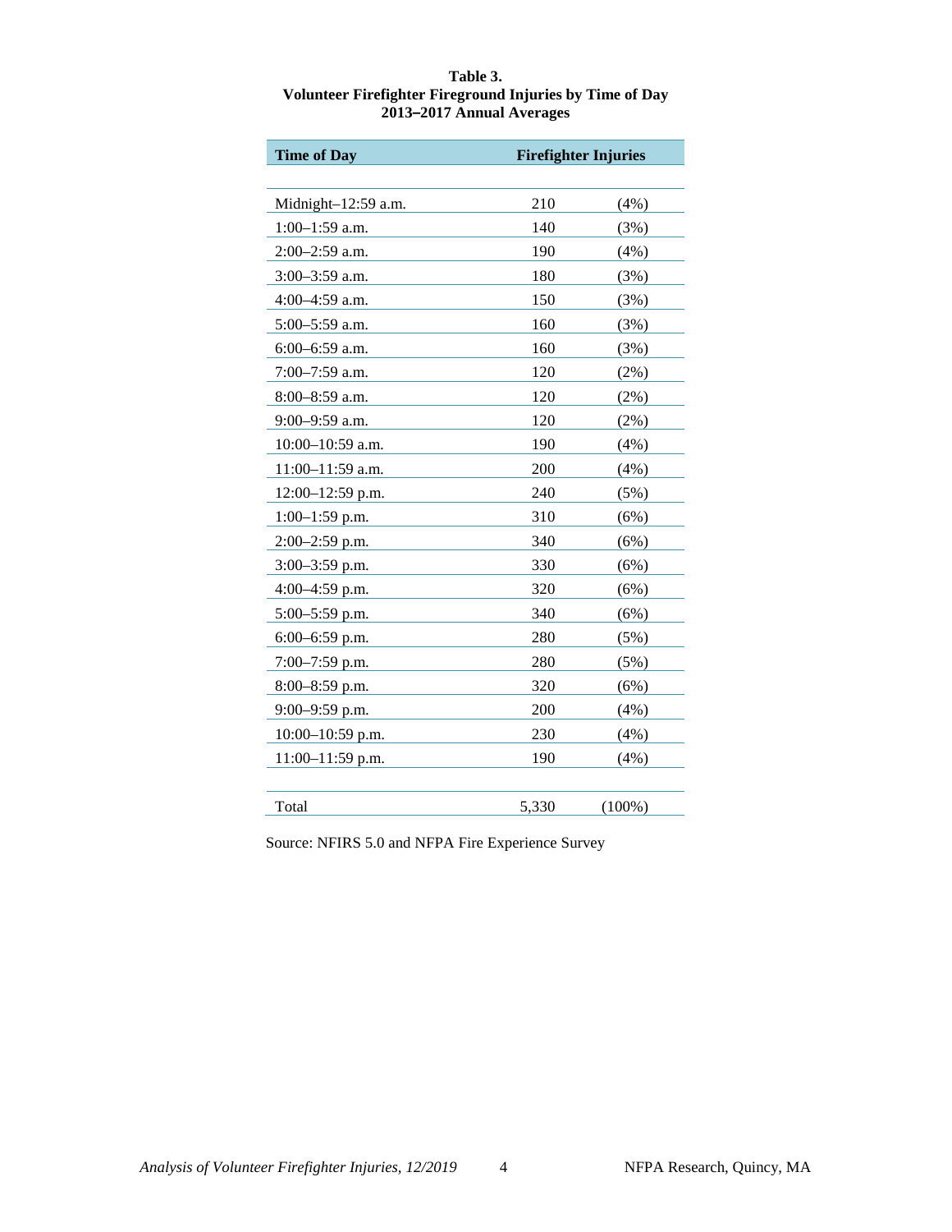**Table 3.**
**Volunteer Firefighter Fireground Injuries by Time of Day**
**2013–2017 Annual Averages**

| Time of Day | Firefighter Injuries | |
|---|---|---|
| Midnight–12:59 a.m. | 210 | (4%) |
| 1:00–1:59 a.m. | 140 | (3%) |
| 2:00–2:59 a.m. | 190 | (4%) |
| 3:00–3:59 a.m. | 180 | (3%) |
| 4:00–4:59 a.m. | 150 | (3%) |
| 5:00–5:59 a.m. | 160 | (3%) |
| 6:00–6:59 a.m. | 160 | (3%) |
| 7:00–7:59 a.m. | 120 | (2%) |
| 8:00–8:59 a.m. | 120 | (2%) |
| 9:00–9:59 a.m. | 120 | (2%) |
| 10:00–10:59 a.m. | 190 | (4%) |
| 11:00–11:59 a.m. | 200 | (4%) |
| 12:00–12:59 p.m. | 240 | (5%) |
| 1:00–1:59 p.m. | 310 | (6%) |
| 2:00–2:59 p.m. | 340 | (6%) |
| 3:00–3:59 p.m. | 330 | (6%) |
| 4:00–4:59 p.m. | 320 | (6%) |
| 5:00–5:59 p.m. | 340 | (6%) |
| 6:00–6:59 p.m. | 280 | (5%) |
| 7:00–7:59 p.m. | 280 | (5%) |
| 8:00–8:59 p.m. | 320 | (6%) |
| 9:00–9:59 p.m. | 200 | (4%) |
| 10:00–10:59 p.m. | 230 | (4%) |
| 11:00–11:59 p.m. | 190 | (4%) |
| Total | 5,330 | (100%) |

Source: NFIRS 5.0 and NFPA Fire Experience Survey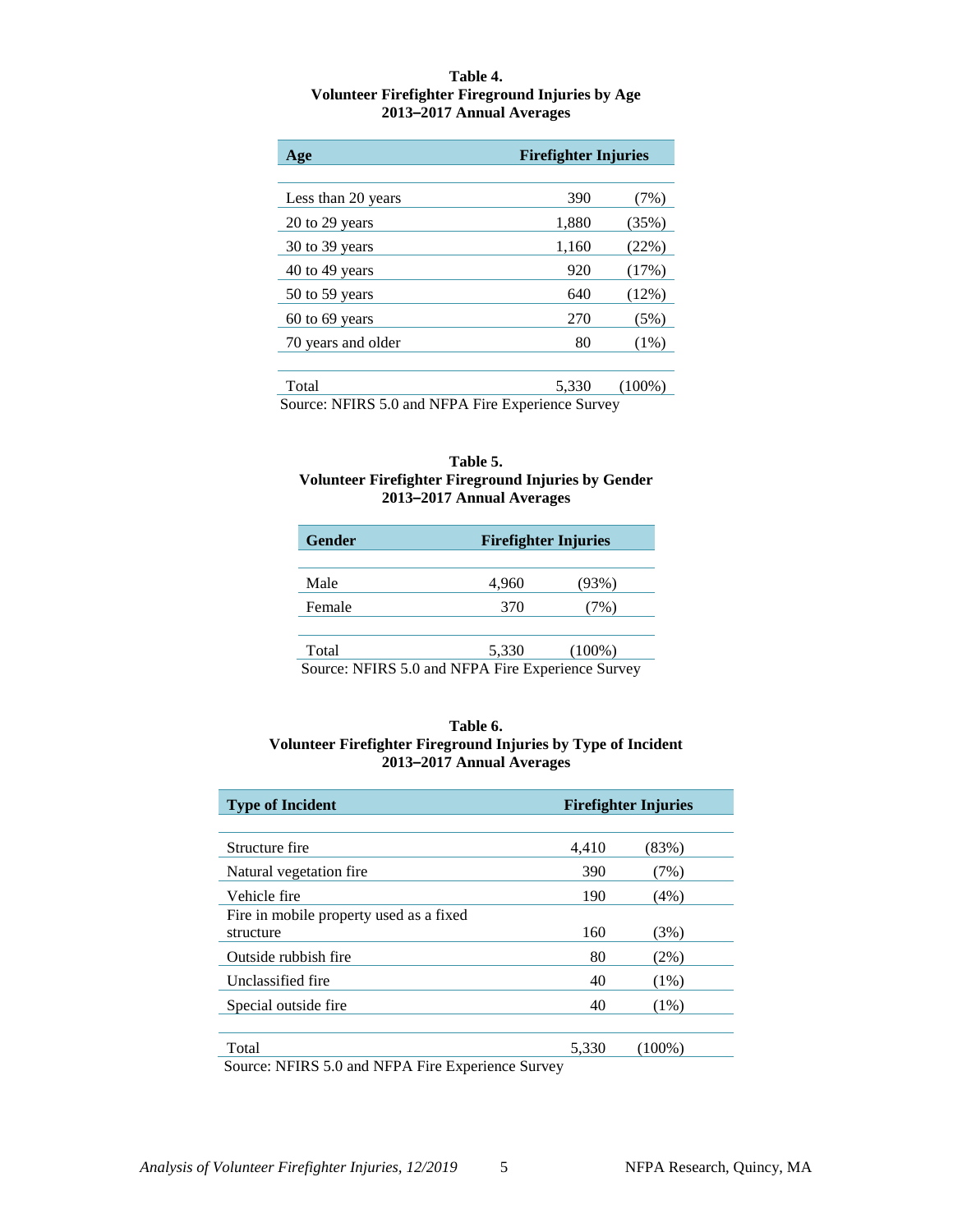**Table 4.**
**Volunteer Firefighter Fireground Injuries by Age**
**2013–2017 Annual Averages**

| Age | Firefighter Injuries | |
|---|---|---|
| Less than 20 years | 390 | (7%) |
| 20 to 29 years | 1,880 | (35%) |
| 30 to 39 years | 1,160 | (22%) |
| 40 to 49 years | 920 | (17%) |
| 50 to 59 years | 640 | (12%) |
| 60 to 69 years | 270 | (5%) |
| 70 years and older | 80 | (1%) |
| Total | 5,330 | (100%) |

Source: NFIRS 5.0 and NFPA Fire Experience Survey

**Table 5.**
**Volunteer Firefighter Fireground Injuries by Gender**
**2013–2017 Annual Averages**

| Gender | Firefighter Injuries | |
|---|---|---|
| Male | 4,960 | (93%) |
| Female | 370 | (7%) |
| Total | 5,330 | (100%) |

Source: NFIRS 5.0 and NFPA Fire Experience Survey

**Table 6.**
**Volunteer Firefighter Fireground Injuries by Type of Incident**
**2013–2017 Annual Averages**

| Type of Incident | Firefighter Injuries | |
|---|---|---|
| Structure fire | 4,410 | (83%) |
| Natural vegetation fire | 390 | (7%) |
| Vehicle fire | 190 | (4%) |
| Fire in mobile property used as a fixed structure | 160 | (3%) |
| Outside rubbish fire | 80 | (2%) |
| Unclassified fire | 40 | (1%) |
| Special outside fire | 40 | (1%) |
| Total | 5,330 | (100%) |

Source: NFIRS 5.0 and NFPA Fire Experience Survey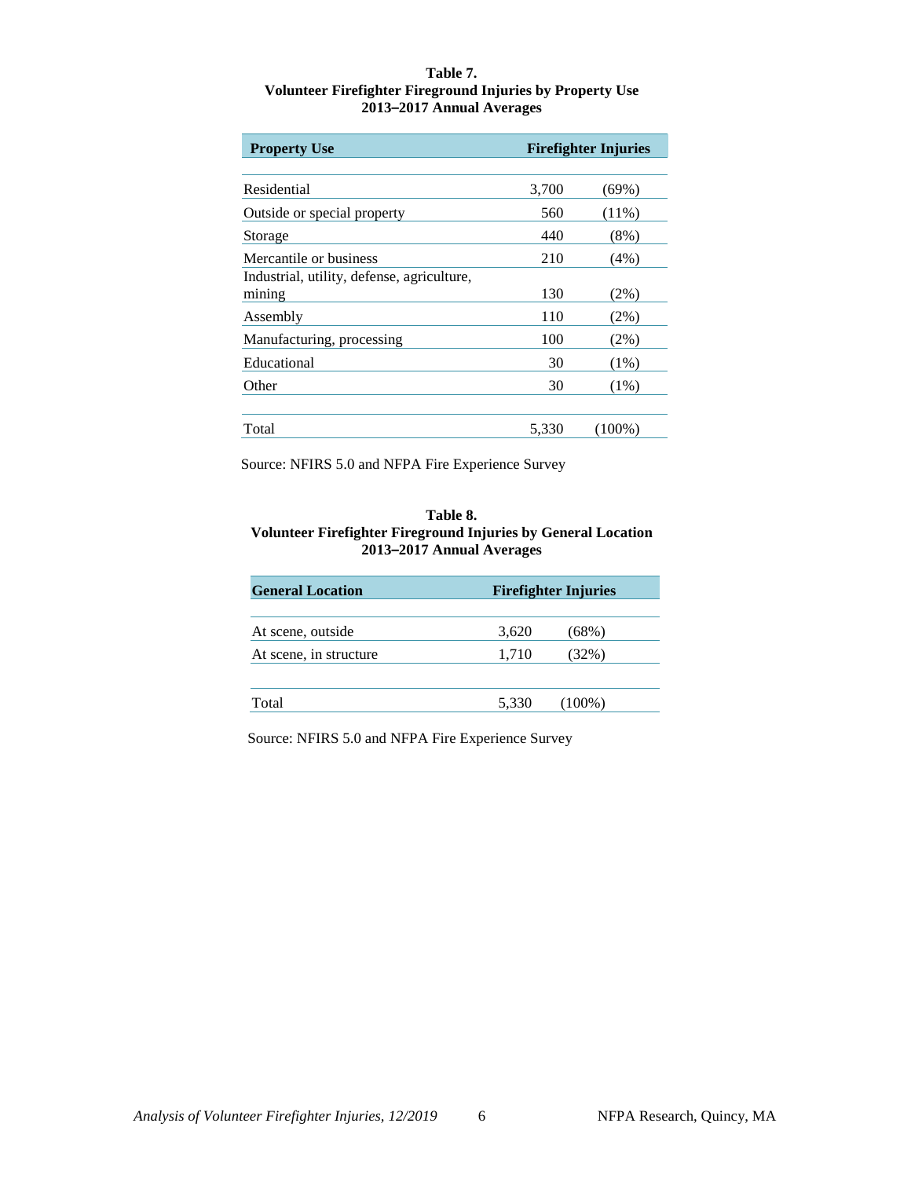**Table 7.**
**Volunteer Firefighter Fireground Injuries by Property Use**
**2013–2017 Annual Averages**

| Property Use | Firefighter Injuries | |
|---|---|---|
| Residential | 3,700 | (69%) |
| Outside or special property | 560 | (11%) |
| Storage | 440 | (8%) |
| Mercantile or business | 210 | (4%) |
| Industrial, utility, defense, agriculture, mining | 130 | (2%) |
| Assembly | 110 | (2%) |
| Manufacturing, processing | 100 | (2%) |
| Educational | 30 | (1%) |
| Other | 30 | (1%) |
| Total | 5,330 | (100%) |

Source: NFIRS 5.0 and NFPA Fire Experience Survey

**Table 8.**
**Volunteer Firefighter Fireground Injuries by General Location**
**2013–2017 Annual Averages**

| General Location | Firefighter Injuries | |
|---|---|---|
| At scene, outside | 3,620 | (68%) |
| At scene, in structure | 1,710 | (32%) |
| Total | 5,330 | (100%) |

Source: NFIRS 5.0 and NFPA Fire Experience Survey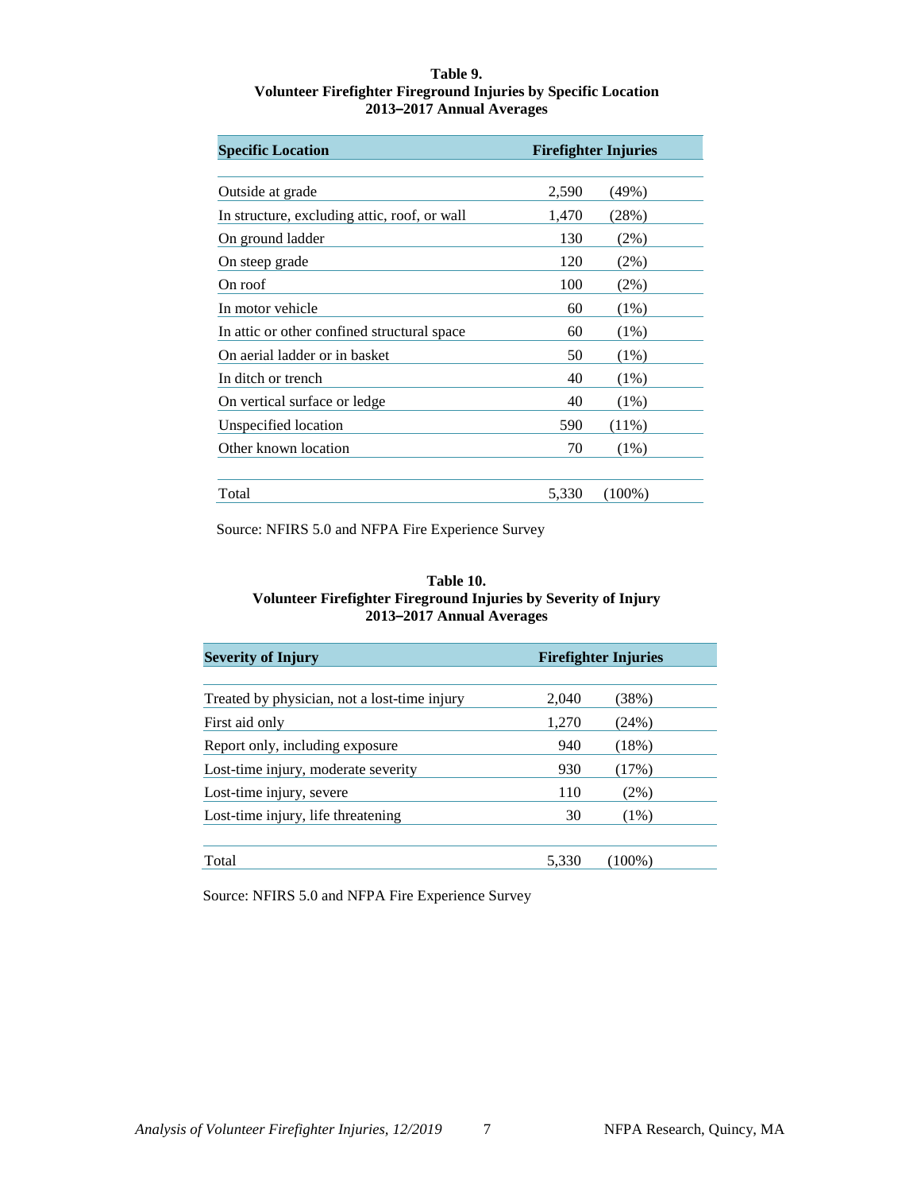**Table 9.**
**Volunteer Firefighter Fireground Injuries by Specific Location**
**2013–2017 Annual Averages**

| Specific Location | Firefighter Injuries | |
|---|---|---|
| Outside at grade | 2,590 | (49%) |
| In structure, excluding attic, roof, or wall | 1,470 | (28%) |
| On ground ladder | 130 | (2%) |
| On steep grade | 120 | (2%) |
| On roof | 100 | (2%) |
| In motor vehicle | 60 | (1%) |
| In attic or other confined structural space | 60 | (1%) |
| On aerial ladder or in basket | 50 | (1%) |
| In ditch or trench | 40 | (1%) |
| On vertical surface or ledge | 40 | (1%) |
| Unspecified location | 590 | (11%) |
| Other known location | 70 | (1%) |
| Total | 5,330 | (100%) |

Source: NFIRS 5.0 and NFPA Fire Experience Survey

**Table 10.**
**Volunteer Firefighter Fireground Injuries by Severity of Injury**
**2013–2017 Annual Averages**

| Severity of Injury | Firefighter Injuries | |
|---|---|---|
| Treated by physician, not a lost-time injury | 2,040 | (38%) |
| First aid only | 1,270 | (24%) |
| Report only, including exposure | 940 | (18%) |
| Lost-time injury, moderate severity | 930 | (17%) |
| Lost-time injury, severe | 110 | (2%) |
| Lost-time injury, life threatening | 30 | (1%) |
| Total | 5,330 | (100%) |

Source: NFIRS 5.0 and NFPA Fire Experience Survey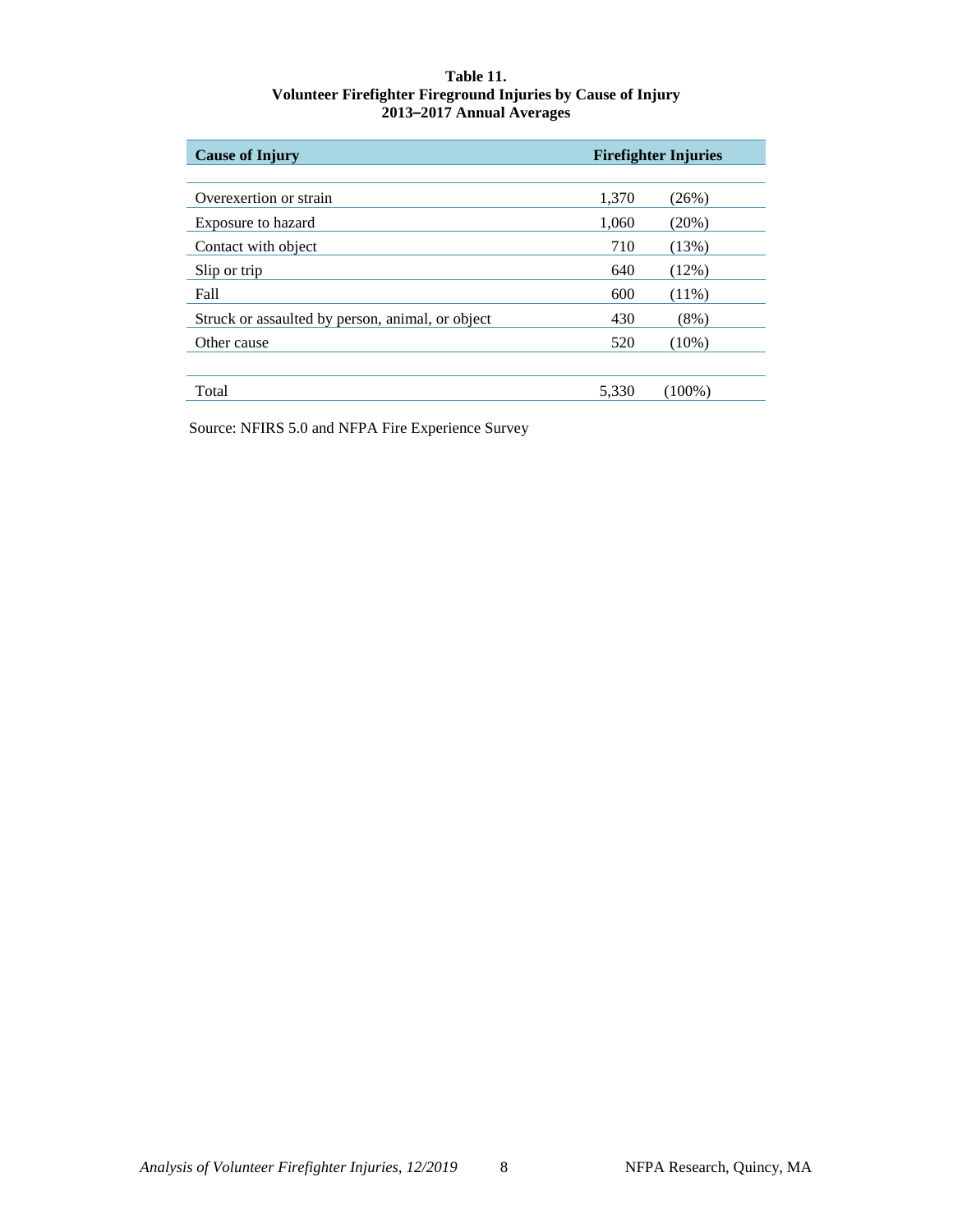**Table 11.**
**Volunteer Firefighter Fireground Injuries by Cause of Injury**
**2013–2017 Annual Averages**

| Cause of Injury | Firefighter Injuries | |
|---|---|---|
| Overexertion or strain | 1,370 | (26%) |
| Exposure to hazard | 1,060 | (20%) |
| Contact with object | 710 | (13%) |
| Slip or trip | 640 | (12%) |
| Fall | 600 | (11%) |
| Struck or assaulted by person, animal, or object | 430 | (8%) |
| Other cause | 520 | (10%) |
| Total | 5,330 | (100%) |

Source: NFIRS 5.0 and NFPA Fire Experience Survey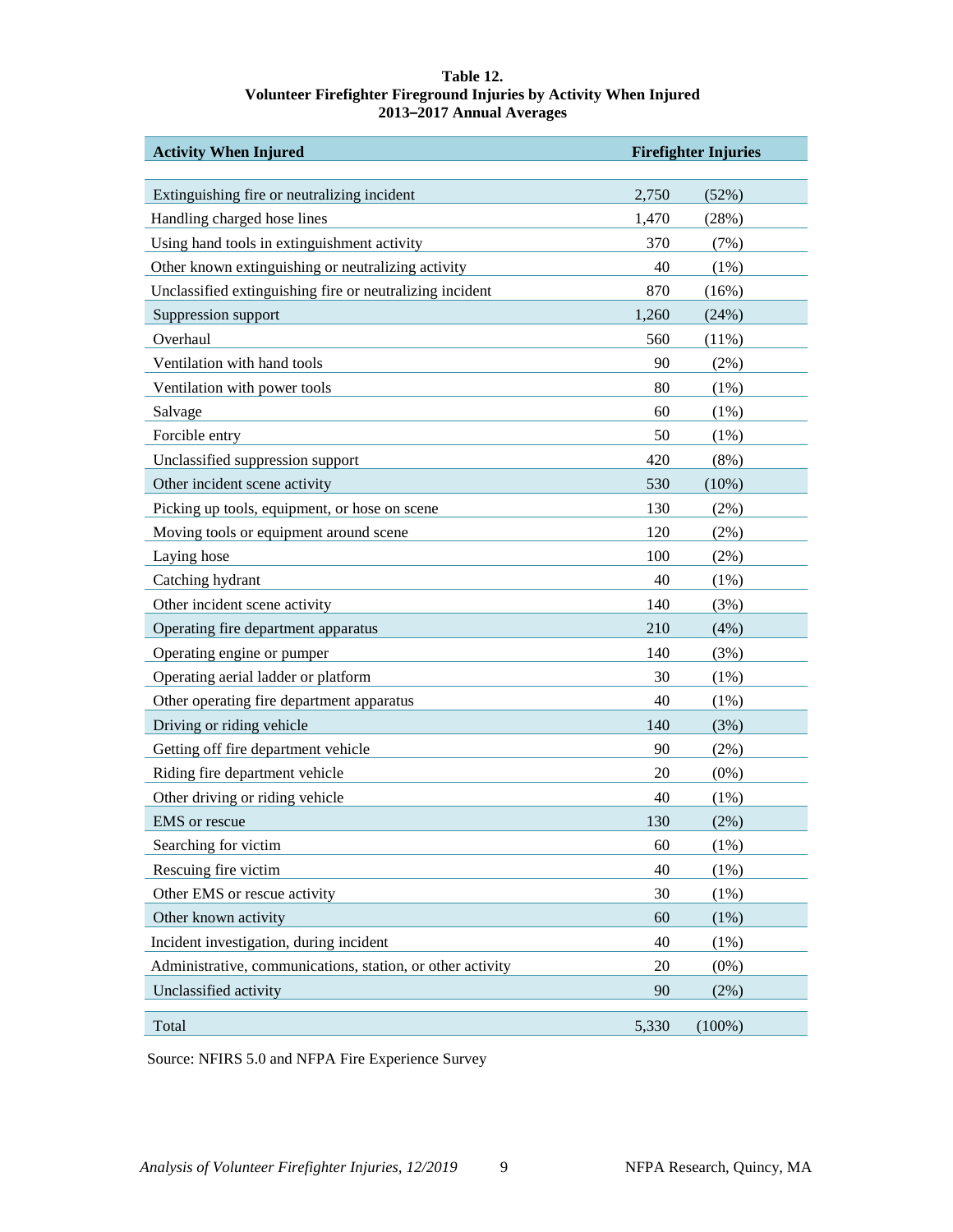**Table 12.**
**Volunteer Firefighter Fireground Injuries by Activity When Injured**
**2013–2017 Annual Averages**

| Activity When Injured | Firefighter Injuries | |
|---|---|---|
| Extinguishing fire or neutralizing incident | 2,750 | (52%) |
| Handling charged hose lines | 1,470 | (28%) |
| Using hand tools in extinguishment activity | 370 | (7%) |
| Other known extinguishing or neutralizing activity | 40 | (1%) |
| Unclassified extinguishing fire or neutralizing incident | 870 | (16%) |
| Suppression support | 1,260 | (24%) |
| Overhaul | 560 | (11%) |
| Ventilation with hand tools | 90 | (2%) |
| Ventilation with power tools | 80 | (1%) |
| Salvage | 60 | (1%) |
| Forcible entry | 50 | (1%) |
| Unclassified suppression support | 420 | (8%) |
| Other incident scene activity | 530 | (10%) |
| Picking up tools, equipment, or hose on scene | 130 | (2%) |
| Moving tools or equipment around scene | 120 | (2%) |
| Laying hose | 100 | (2%) |
| Catching hydrant | 40 | (1%) |
| Other incident scene activity | 140 | (3%) |
| Operating fire department apparatus | 210 | (4%) |
| Operating engine or pumper | 140 | (3%) |
| Operating aerial ladder or platform | 30 | (1%) |
| Other operating fire department apparatus | 40 | (1%) |
| Driving or riding vehicle | 140 | (3%) |
| Getting off fire department vehicle | 90 | (2%) |
| Riding fire department vehicle | 20 | (0%) |
| Other driving or riding vehicle | 40 | (1%) |
| EMS or rescue | 130 | (2%) |
| Searching for victim | 60 | (1%) |
| Rescuing fire victim | 40 | (1%) |
| Other EMS or rescue activity | 30 | (1%) |
| Other known activity | 60 | (1%) |
| Incident investigation, during incident | 40 | (1%) |
| Administrative, communications, station, or other activity | 20 | (0%) |
| Unclassified activity | 90 | (2%) |
| Total | 5,330 | (100%) |

Source: NFIRS 5.0 and NFPA Fire Experience Survey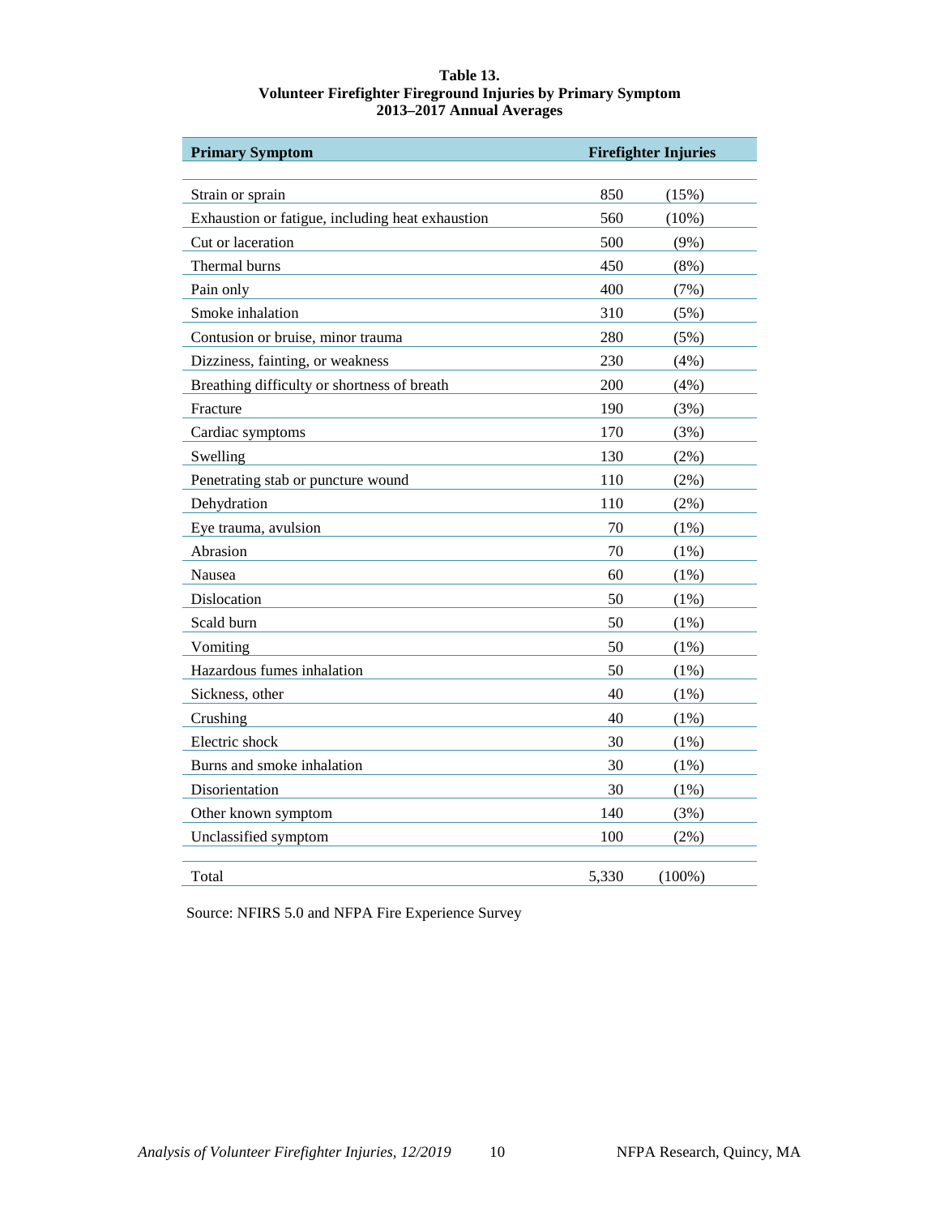**Table 13.**
**Volunteer Firefighter Fireground Injuries by Primary Symptom**
**2013–2017 Annual Averages**

| Primary Symptom | Firefighter Injuries | |
|---|---|---|
| Strain or sprain | 850 | (15%) |
| Exhaustion or fatigue, including heat exhaustion | 560 | (10%) |
| Cut or laceration | 500 | (9%) |
| Thermal burns | 450 | (8%) |
| Pain only | 400 | (7%) |
| Smoke inhalation | 310 | (5%) |
| Contusion or bruise, minor trauma | 280 | (5%) |
| Dizziness, fainting, or weakness | 230 | (4%) |
| Breathing difficulty or shortness of breath | 200 | (4%) |
| Fracture | 190 | (3%) |
| Cardiac symptoms | 170 | (3%) |
| Swelling | 130 | (2%) |
| Penetrating stab or puncture wound | 110 | (2%) |
| Dehydration | 110 | (2%) |
| Eye trauma, avulsion | 70 | (1%) |
| Abrasion | 70 | (1%) |
| Nausea | 60 | (1%) |
| Dislocation | 50 | (1%) |
| Scald burn | 50 | (1%) |
| Vomiting | 50 | (1%) |
| Hazardous fumes inhalation | 50 | (1%) |
| Sickness, other | 40 | (1%) |
| Crushing | 40 | (1%) |
| Electric shock | 30 | (1%) |
| Burns and smoke inhalation | 30 | (1%) |
| Disorientation | 30 | (1%) |
| Other known symptom | 140 | (3%) |
| Unclassified symptom | 100 | (2%) |
| Total | 5,330 | (100%) |

Source: NFIRS 5.0 and NFPA Fire Experience Survey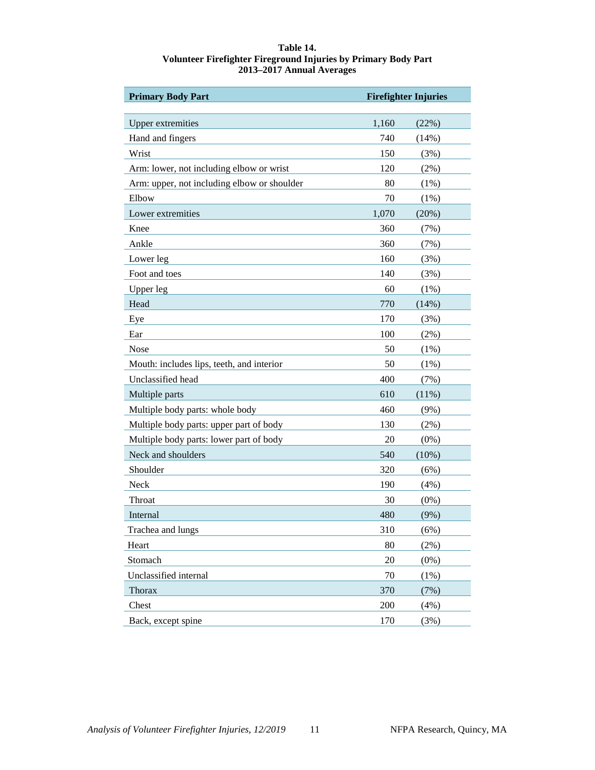**Table 14.**
**Volunteer Firefighter Fireground Injuries by Primary Body Part**
**2013–2017 Annual Averages**

| Primary Body Part | Firefighter Injuries | |
|---|---|---|
| Upper extremities | 1,160 | (22%) |
| Hand and fingers | 740 | (14%) |
| Wrist | 150 | (3%) |
| Arm: lower, not including elbow or wrist | 120 | (2%) |
| Arm: upper, not including elbow or shoulder | 80 | (1%) |
| Elbow | 70 | (1%) |
| Lower extremities | 1,070 | (20%) |
| Knee | 360 | (7%) |
| Ankle | 360 | (7%) |
| Lower leg | 160 | (3%) |
| Foot and toes | 140 | (3%) |
| Upper leg | 60 | (1%) |
| Head | 770 | (14%) |
| Eye | 170 | (3%) |
| Ear | 100 | (2%) |
| Nose | 50 | (1%) |
| Mouth: includes lips, teeth, and interior | 50 | (1%) |
| Unclassified head | 400 | (7%) |
| Multiple parts | 610 | (11%) |
| Multiple body parts: whole body | 460 | (9%) |
| Multiple body parts: upper part of body | 130 | (2%) |
| Multiple body parts: lower part of body | 20 | (0%) |
| Neck and shoulders | 540 | (10%) |
| Shoulder | 320 | (6%) |
| Neck | 190 | (4%) |
| Throat | 30 | (0%) |
| Internal | 480 | (9%) |
| Trachea and lungs | 310 | (6%) |
| Heart | 80 | (2%) |
| Stomach | 20 | (0%) |
| Unclassified internal | 70 | (1%) |
| Thorax | 370 | (7%) |
| Chest | 200 | (4%) |
| Back, except spine | 170 | (3%) |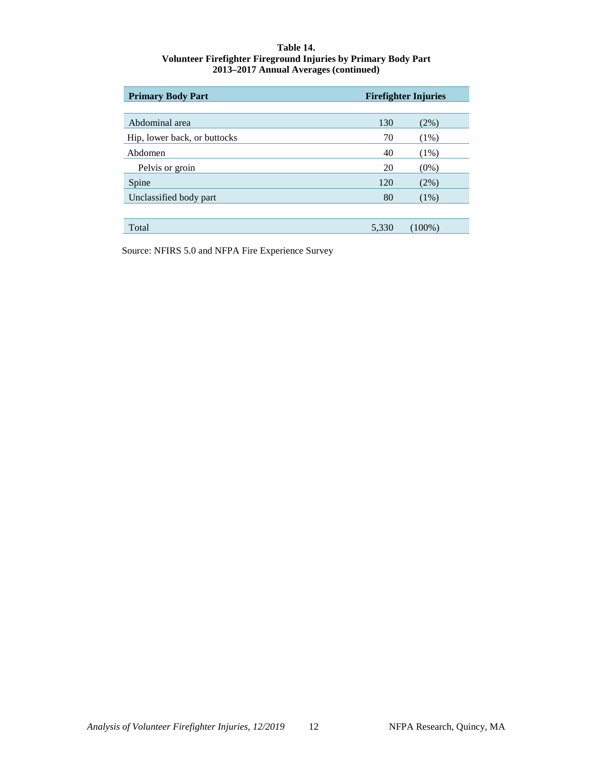**Table 14.**
**Volunteer Firefighter Fireground Injuries by Primary Body Part**
**2013–2017 Annual Averages (continued)**

| Primary Body Part | Firefighter Injuries | |
|---|---|---|
| | | |
| Abdominal area | 130 | (2%) |
| Hip, lower back, or buttocks | 70 | (1%) |
| Abdomen | 40 | (1%) |
| Pelvis or groin | 20 | (0%) |
| Spine | 120 | (2%) |
| Unclassified body part | 80 | (1%) |
| | | |
| Total | 5,330 | (100%) |

Source: NFIRS 5.0 and NFPA Fire Experience Survey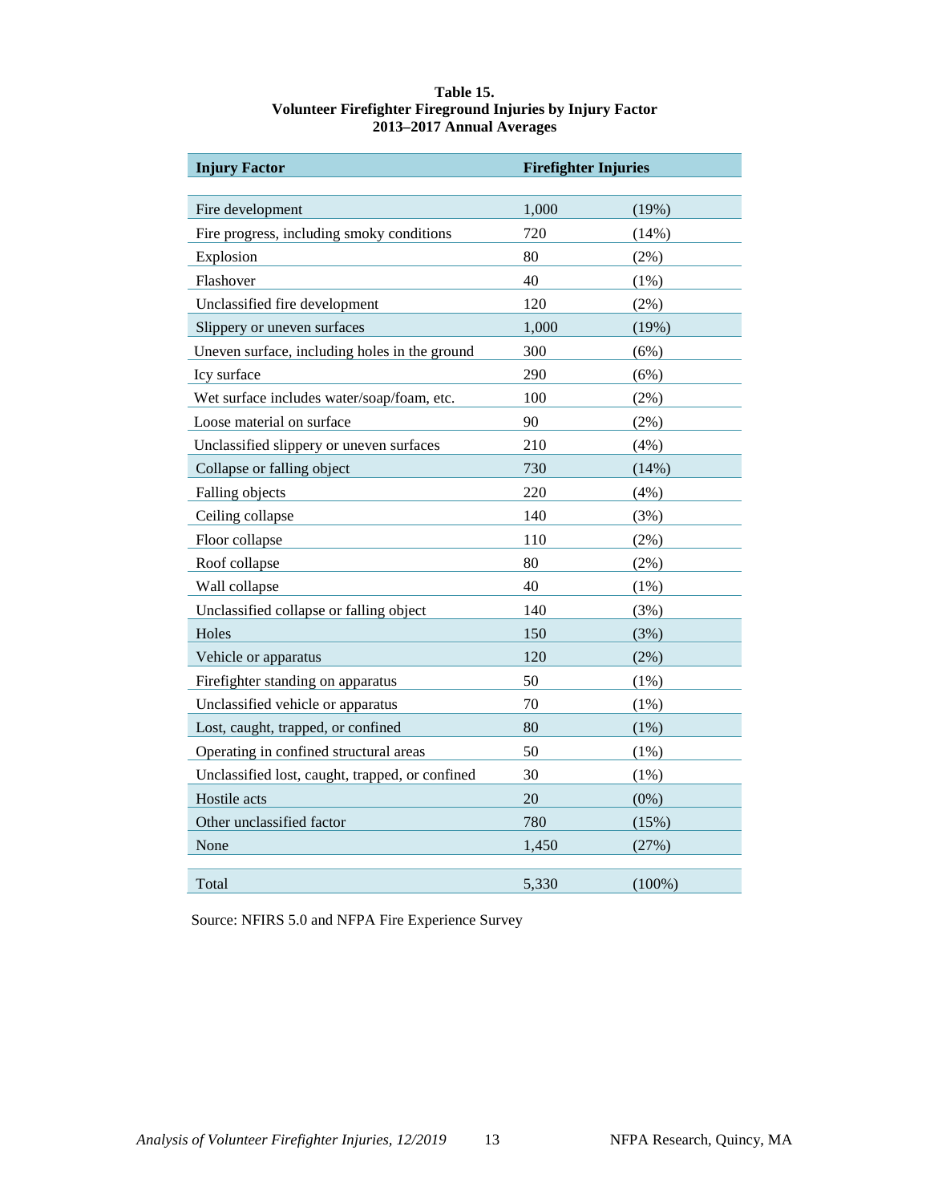**Table 15.**
**Volunteer Firefighter Fireground Injuries by Injury Factor**
**2013–2017 Annual Averages**

| Injury Factor | Firefighter Injuries | |
|---|---|---|
| Fire development | 1,000 | (19%) |
| Fire progress, including smoky conditions | 720 | (14%) |
| Explosion | 80 | (2%) |
| Flashover | 40 | (1%) |
| Unclassified fire development | 120 | (2%) |
| Slippery or uneven surfaces | 1,000 | (19%) |
| Uneven surface, including holes in the ground | 300 | (6%) |
| Icy surface | 290 | (6%) |
| Wet surface includes water/soap/foam, etc. | 100 | (2%) |
| Loose material on surface | 90 | (2%) |
| Unclassified slippery or uneven surfaces | 210 | (4%) |
| Collapse or falling object | 730 | (14%) |
| Falling objects | 220 | (4%) |
| Ceiling collapse | 140 | (3%) |
| Floor collapse | 110 | (2%) |
| Roof collapse | 80 | (2%) |
| Wall collapse | 40 | (1%) |
| Unclassified collapse or falling object | 140 | (3%) |
| Holes | 150 | (3%) |
| Vehicle or apparatus | 120 | (2%) |
| Firefighter standing on apparatus | 50 | (1%) |
| Unclassified vehicle or apparatus | 70 | (1%) |
| Lost, caught, trapped, or confined | 80 | (1%) |
| Operating in confined structural areas | 50 | (1%) |
| Unclassified lost, caught, trapped, or confined | 30 | (1%) |
| Hostile acts | 20 | (0%) |
| Other unclassified factor | 780 | (15%) |
| None | 1,450 | (27%) |
| Total | 5,330 | (100%) |

Source: NFIRS 5.0 and NFPA Fire Experience Survey